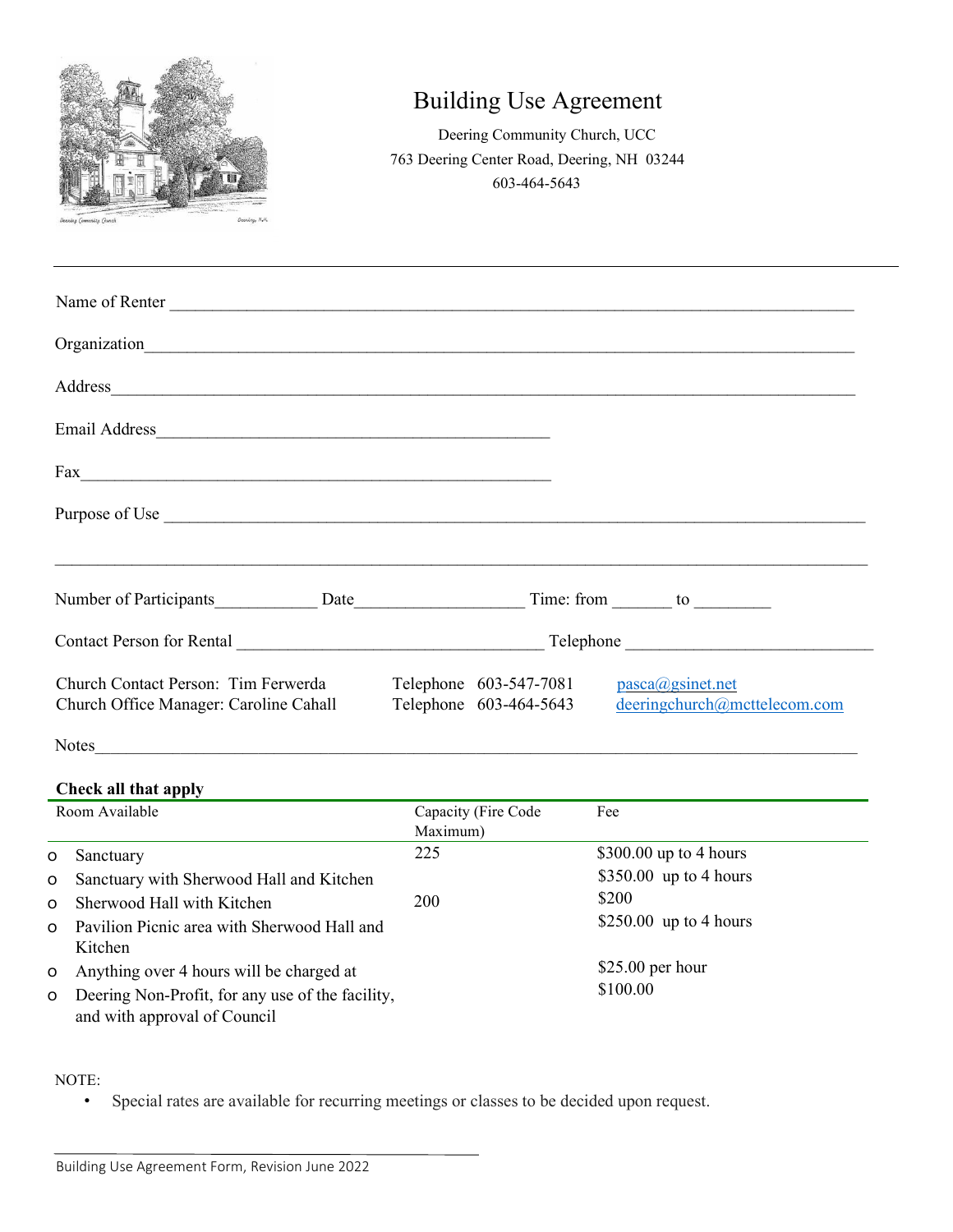# Building Use Agreement

Deering Community Church, UCC
763 Deering Center Road, Deering, NH 03244
603-464-5643

---

Name of Renter ___________________________________________________________________

Organization_____________________________________________________________________

Address_________________________________________________________________________

Email Address______________________________________

Fax_____________________________________________

Purpose of Use ____________________________________________________________________

_______________________________________________________________________________

Number of Participants___________ Date__________________ Time: from ______ to ________

Contact Person for Rental _________________________________ Telephone ___________________________

Church Contact Person: Tim Ferwerda    Telephone 603-547-7081    pasca@gsinet.net
Church Office Manager: Caroline Cahall    Telephone 603-464-5643    deeringchurch@mcttelecom.com

Notes___________________________________________________________________________

**Check all that apply**

| Room Available | Capacity (Fire Code Maximum) | Fee |
|---|---|---|
| o Sanctuary | 225 | $300.00 up to 4 hours |
| o Sanctuary with Sherwood Hall and Kitchen | | $350.00 up to 4 hours |
| o Sherwood Hall with Kitchen | 200 | $200 |
| o Pavilion Picnic area with Sherwood Hall and Kitchen | | $250.00 up to 4 hours |
| o Anything over 4 hours will be charged at | | $25.00 per hour |
| o Deering Non-Profit, for any use of the facility, and with approval of Council | | $100.00 |

NOTE:

- Special rates are available for recurring meetings or classes to be decided upon request.

Building Use Agreement Form, Revision June 2022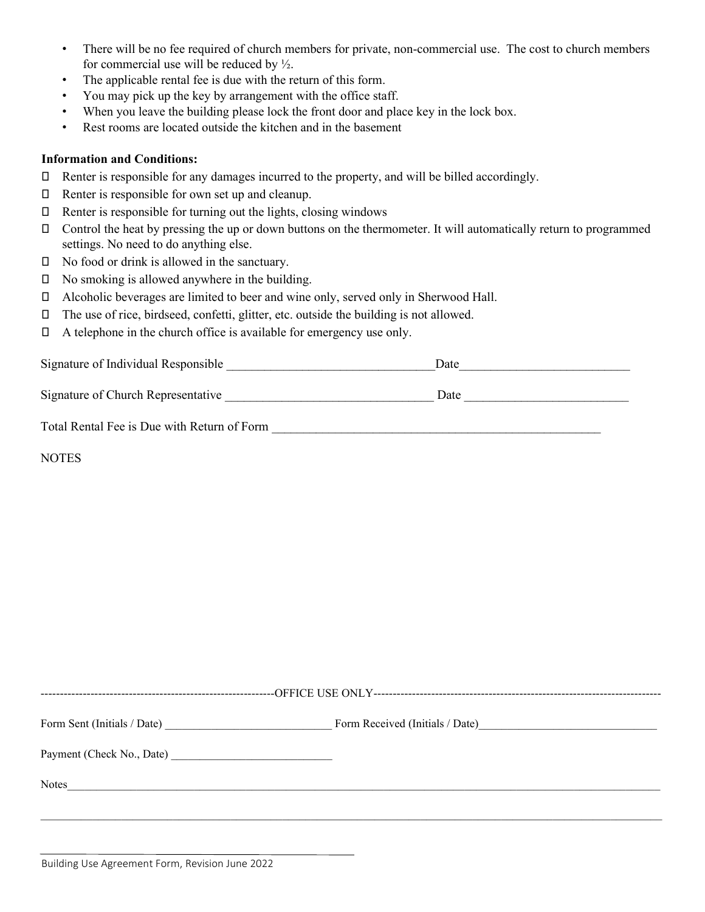- There will be no fee required of church members for private, non-commercial use. The cost to church members for commercial use will be reduced by ½.
- The applicable rental fee is due with the return of this form.
- You may pick up the key by arrangement with the office staff.
- When you leave the building please lock the front door and place key in the lock box.
- Rest rooms are located outside the kitchen and in the basement

**Information and Conditions:**

- ☐ Renter is responsible for any damages incurred to the property, and will be billed accordingly.
- ☐ Renter is responsible for own set up and cleanup.
- ☐ Renter is responsible for turning out the lights, closing windows
- ☐ Control the heat by pressing the up or down buttons on the thermometer. It will automatically return to programmed settings. No need to do anything else.
- ☐ No food or drink is allowed in the sanctuary.
- ☐ No smoking is allowed anywhere in the building.
- ☐ Alcoholic beverages are limited to beer and wine only, served only in Sherwood Hall.
- ☐ The use of rice, birdseed, confetti, glitter, etc. outside the building is not allowed.
- ☐ A telephone in the church office is available for emergency use only.

Signature of Individual Responsible _________________________________Date___________________________

Signature of Church Representative _________________________________ Date __________________________

Total Rental Fee is Due with Return of Form _____________________________________________________

NOTES

------------------------------------------------------------OFFICE USE ONLY------------------------------------------------------------

Form Sent (Initials / Date) ____________________________ Form Received (Initials / Date)______________________________

Payment (Check No., Date) ___________________________

Notes__________________________________________________________________________________________________

______________________________________________________________________________________________________

Building Use Agreement Form, Revision June 2022